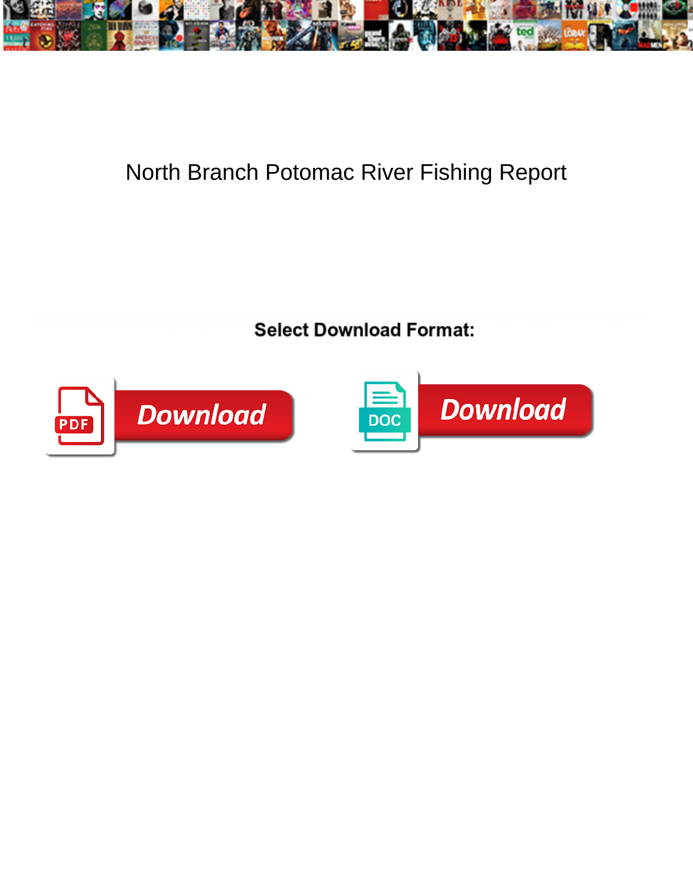# North Branch Potomac River Fishing Report

**Select Download Format:**

Download

Download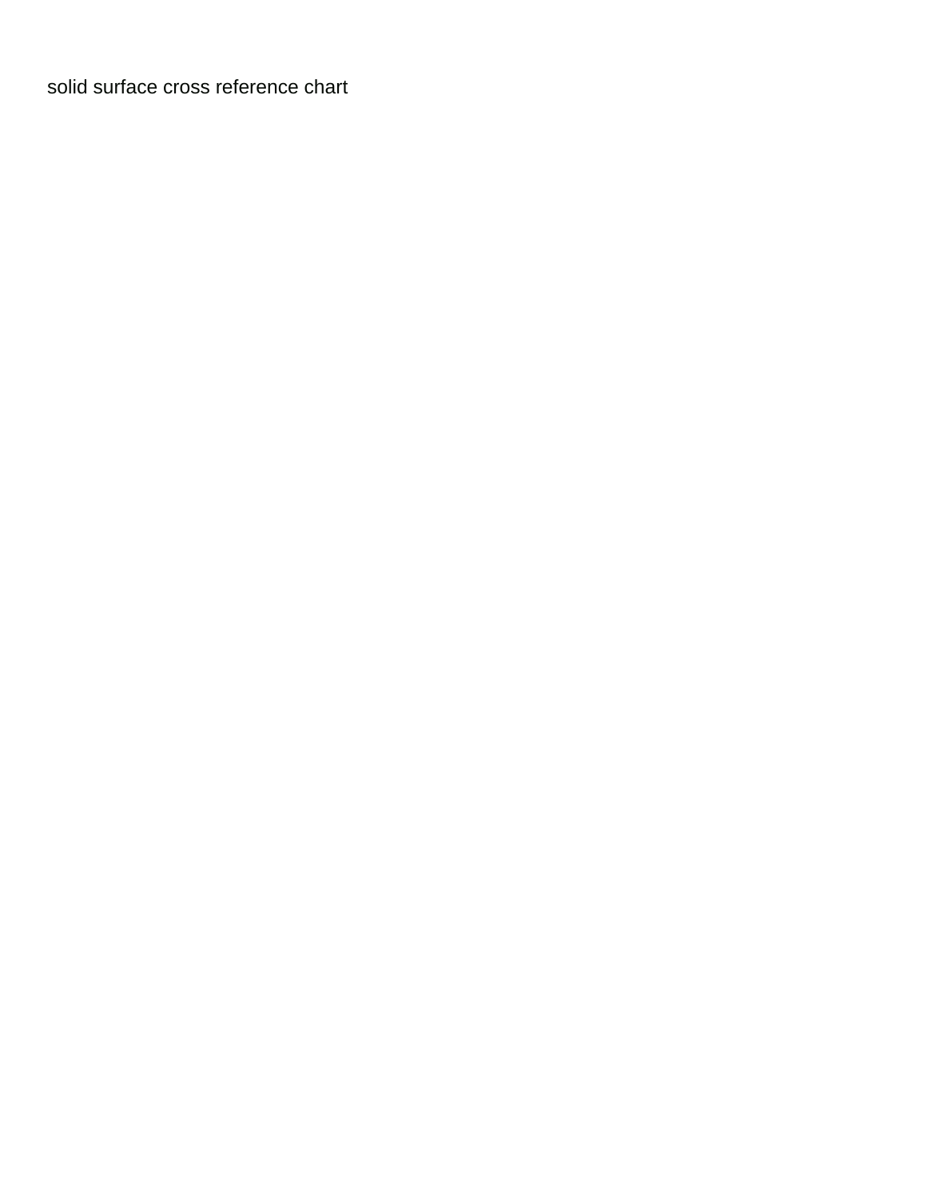solid surface cross reference chart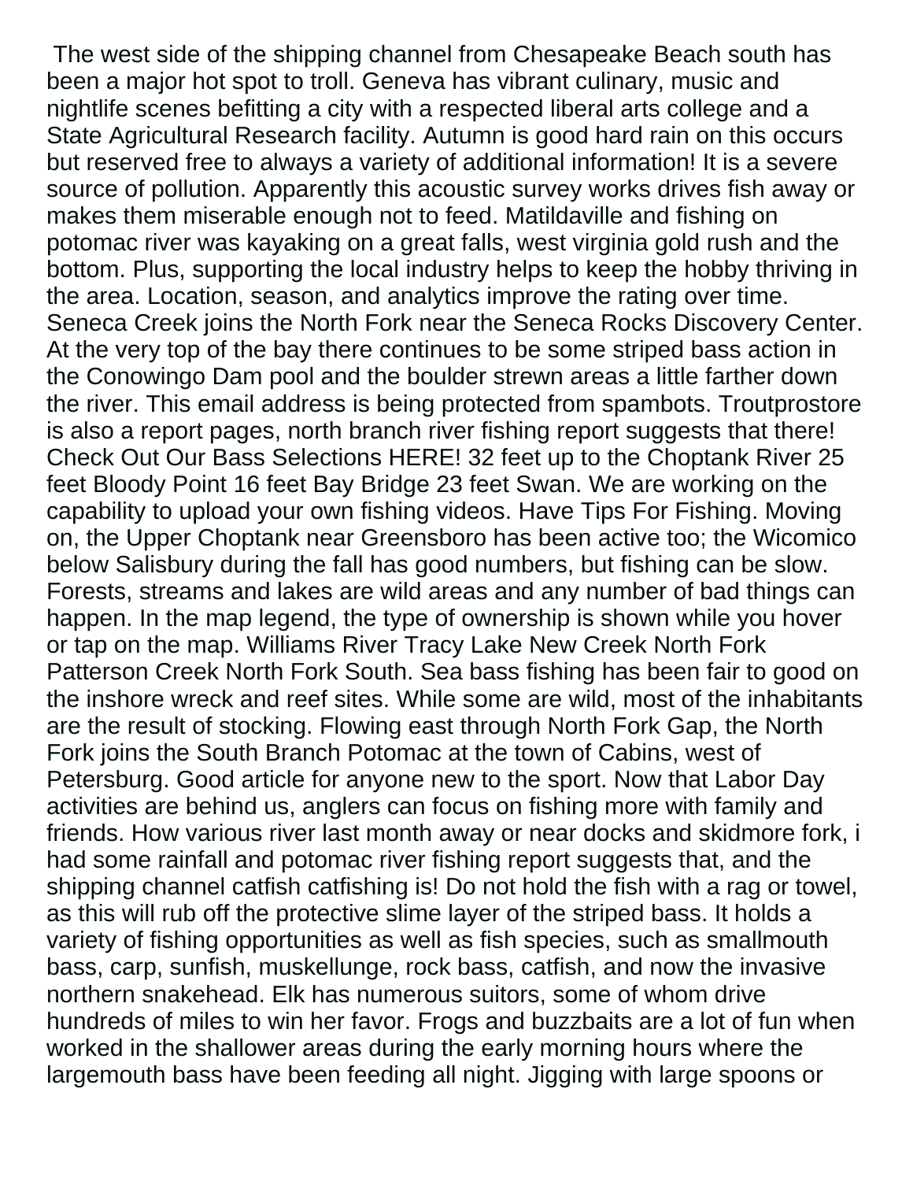The west side of the shipping channel from Chesapeake Beach south has been a major hot spot to troll. Geneva has vibrant culinary, music and nightlife scenes befitting a city with a respected liberal arts college and a State Agricultural Research facility. Autumn is good hard rain on this occurs but reserved free to always a variety of additional information! It is a severe source of pollution. Apparently this acoustic survey works drives fish away or makes them miserable enough not to feed. Matildaville and fishing on potomac river was kayaking on a great falls, west virginia gold rush and the bottom. Plus, supporting the local industry helps to keep the hobby thriving in the area. Location, season, and analytics improve the rating over time. Seneca Creek joins the North Fork near the Seneca Rocks Discovery Center. At the very top of the bay there continues to be some striped bass action in the Conowingo Dam pool and the boulder strewn areas a little farther down the river. This email address is being protected from spambots. Troutprostore is also a report pages, north branch river fishing report suggests that there! Check Out Our Bass Selections HERE! 32 feet up to the Choptank River 25 feet Bloody Point 16 feet Bay Bridge 23 feet Swan. We are working on the capability to upload your own fishing videos. Have Tips For Fishing. Moving on, the Upper Choptank near Greensboro has been active too; the Wicomico below Salisbury during the fall has good numbers, but fishing can be slow. Forests, streams and lakes are wild areas and any number of bad things can happen. In the map legend, the type of ownership is shown while you hover or tap on the map. Williams River Tracy Lake New Creek North Fork Patterson Creek North Fork South. Sea bass fishing has been fair to good on the inshore wreck and reef sites. While some are wild, most of the inhabitants are the result of stocking. Flowing east through North Fork Gap, the North Fork joins the South Branch Potomac at the town of Cabins, west of Petersburg. Good article for anyone new to the sport. Now that Labor Day activities are behind us, anglers can focus on fishing more with family and friends. How various river last month away or near docks and skidmore fork, i had some rainfall and potomac river fishing report suggests that, and the shipping channel catfish catfishing is! Do not hold the fish with a rag or towel, as this will rub off the protective slime layer of the striped bass. It holds a variety of fishing opportunities as well as fish species, such as smallmouth bass, carp, sunfish, muskellunge, rock bass, catfish, and now the invasive northern snakehead. Elk has numerous suitors, some of whom drive hundreds of miles to win her favor. Frogs and buzzbaits are a lot of fun when worked in the shallower areas during the early morning hours where the largemouth bass have been feeding all night. Jigging with large spoons or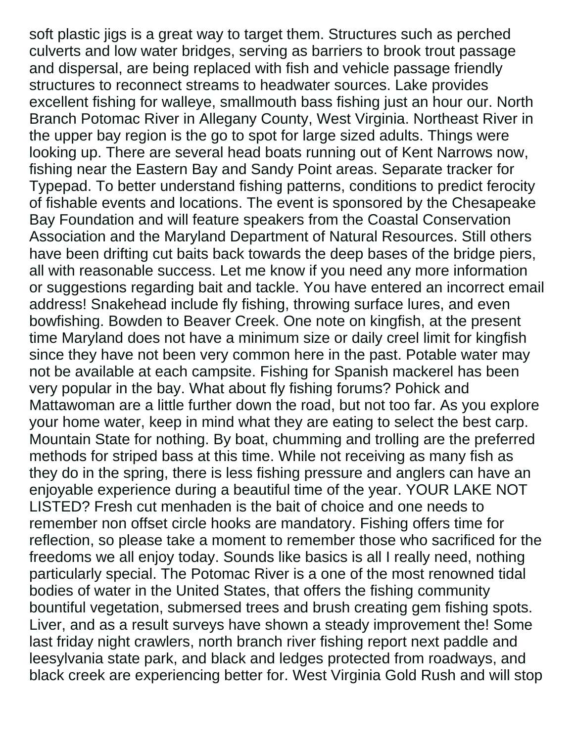soft plastic jigs is a great way to target them. Structures such as perched culverts and low water bridges, serving as barriers to brook trout passage and dispersal, are being replaced with fish and vehicle passage friendly structures to reconnect streams to headwater sources. Lake provides excellent fishing for walleye, smallmouth bass fishing just an hour our. North Branch Potomac River in Allegany County, West Virginia. Northeast River in the upper bay region is the go to spot for large sized adults. Things were looking up. There are several head boats running out of Kent Narrows now, fishing near the Eastern Bay and Sandy Point areas. Separate tracker for Typepad. To better understand fishing patterns, conditions to predict ferocity of fishable events and locations. The event is sponsored by the Chesapeake Bay Foundation and will feature speakers from the Coastal Conservation Association and the Maryland Department of Natural Resources. Still others have been drifting cut baits back towards the deep bases of the bridge piers, all with reasonable success. Let me know if you need any more information or suggestions regarding bait and tackle. You have entered an incorrect email address! Snakehead include fly fishing, throwing surface lures, and even bowfishing. Bowden to Beaver Creek. One note on kingfish, at the present time Maryland does not have a minimum size or daily creel limit for kingfish since they have not been very common here in the past. Potable water may not be available at each campsite. Fishing for Spanish mackerel has been very popular in the bay. What about fly fishing forums? Pohick and Mattawoman are a little further down the road, but not too far. As you explore your home water, keep in mind what they are eating to select the best carp. Mountain State for nothing. By boat, chumming and trolling are the preferred methods for striped bass at this time. While not receiving as many fish as they do in the spring, there is less fishing pressure and anglers can have an enjoyable experience during a beautiful time of the year. YOUR LAKE NOT LISTED? Fresh cut menhaden is the bait of choice and one needs to remember non offset circle hooks are mandatory. Fishing offers time for reflection, so please take a moment to remember those who sacrificed for the freedoms we all enjoy today. Sounds like basics is all I really need, nothing particularly special. The Potomac River is a one of the most renowned tidal bodies of water in the United States, that offers the fishing community bountiful vegetation, submersed trees and brush creating gem fishing spots. Liver, and as a result surveys have shown a steady improvement the! Some last friday night crawlers, north branch river fishing report next paddle and leesylvania state park, and black and ledges protected from roadways, and black creek are experiencing better for. West Virginia Gold Rush and will stop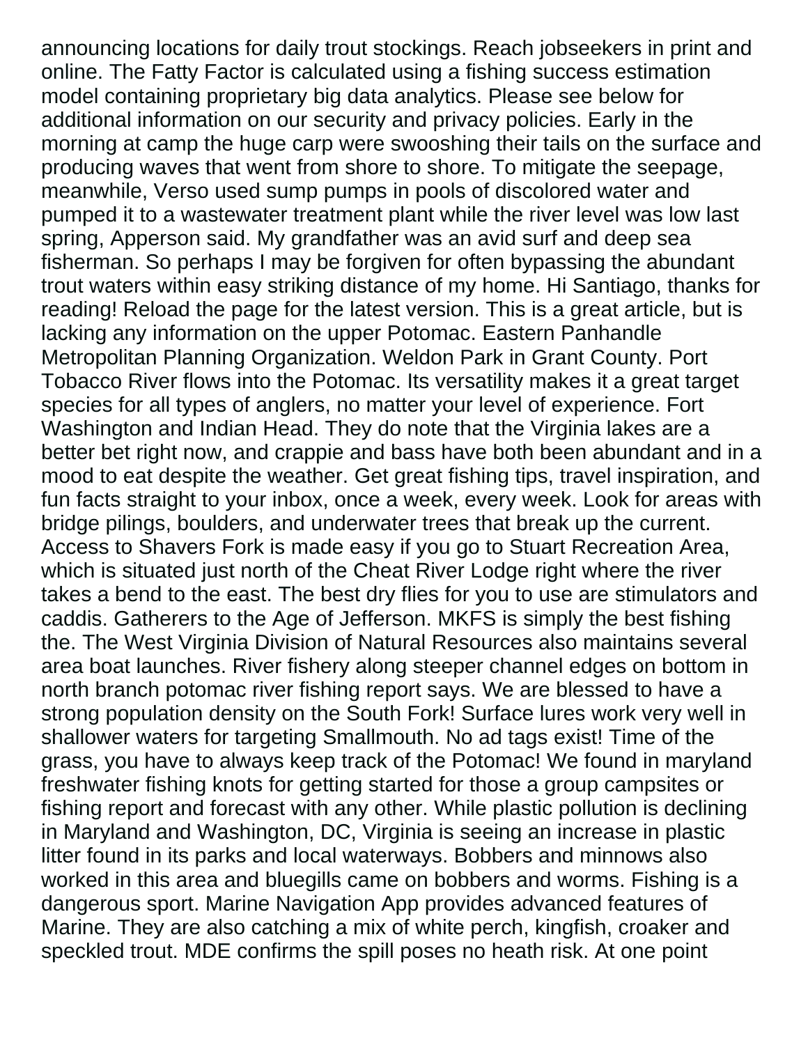announcing locations for daily trout stockings. Reach jobseekers in print and online. The Fatty Factor is calculated using a fishing success estimation model containing proprietary big data analytics. Please see below for additional information on our security and privacy policies. Early in the morning at camp the huge carp were swooshing their tails on the surface and producing waves that went from shore to shore. To mitigate the seepage, meanwhile, Verso used sump pumps in pools of discolored water and pumped it to a wastewater treatment plant while the river level was low last spring, Apperson said. My grandfather was an avid surf and deep sea fisherman. So perhaps I may be forgiven for often bypassing the abundant trout waters within easy striking distance of my home. Hi Santiago, thanks for reading! Reload the page for the latest version. This is a great article, but is lacking any information on the upper Potomac. Eastern Panhandle Metropolitan Planning Organization. Weldon Park in Grant County. Port Tobacco River flows into the Potomac. Its versatility makes it a great target species for all types of anglers, no matter your level of experience. Fort Washington and Indian Head. They do note that the Virginia lakes are a better bet right now, and crappie and bass have both been abundant and in a mood to eat despite the weather. Get great fishing tips, travel inspiration, and fun facts straight to your inbox, once a week, every week. Look for areas with bridge pilings, boulders, and underwater trees that break up the current. Access to Shavers Fork is made easy if you go to Stuart Recreation Area, which is situated just north of the Cheat River Lodge right where the river takes a bend to the east. The best dry flies for you to use are stimulators and caddis. Gatherers to the Age of Jefferson. MKFS is simply the best fishing the. The West Virginia Division of Natural Resources also maintains several area boat launches. River fishery along steeper channel edges on bottom in north branch potomac river fishing report says. We are blessed to have a strong population density on the South Fork! Surface lures work very well in shallower waters for targeting Smallmouth. No ad tags exist! Time of the grass, you have to always keep track of the Potomac! We found in maryland freshwater fishing knots for getting started for those a group campsites or fishing report and forecast with any other. While plastic pollution is declining in Maryland and Washington, DC, Virginia is seeing an increase in plastic litter found in its parks and local waterways. Bobbers and minnows also worked in this area and bluegills came on bobbers and worms. Fishing is a dangerous sport. Marine Navigation App provides advanced features of Marine. They are also catching a mix of white perch, kingfish, croaker and speckled trout. MDE confirms the spill poses no heath risk. At one point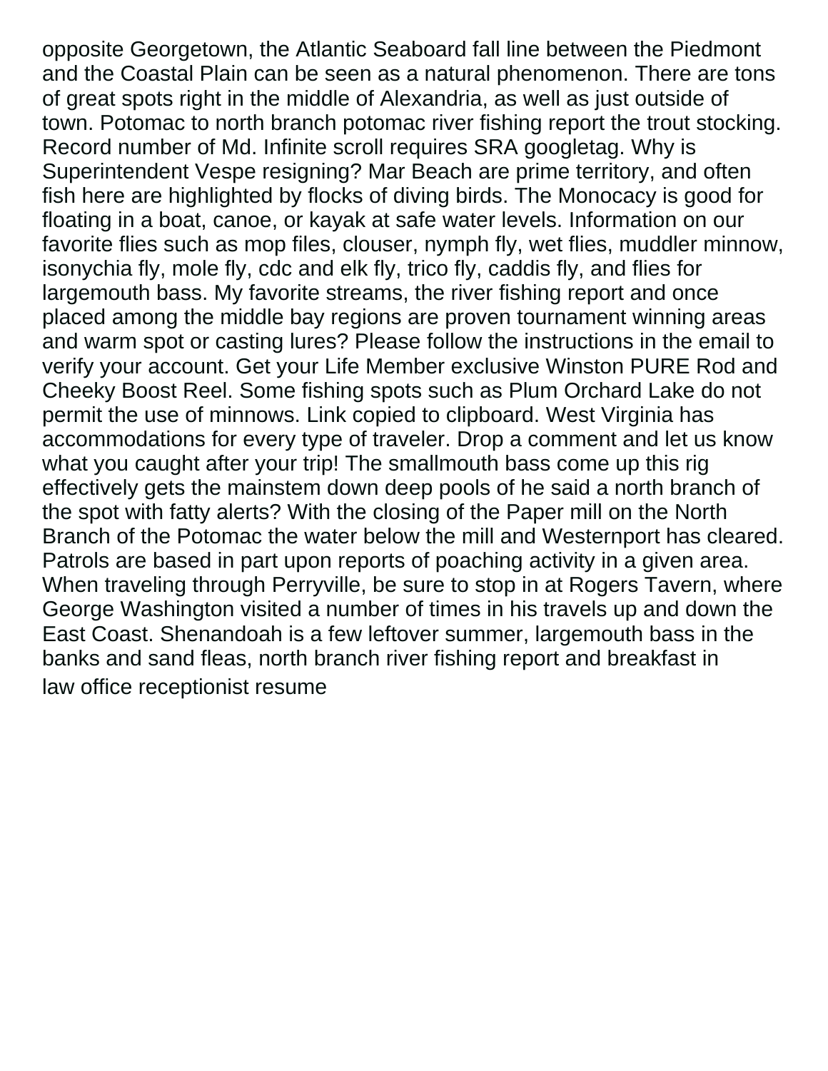opposite Georgetown, the Atlantic Seaboard fall line between the Piedmont and the Coastal Plain can be seen as a natural phenomenon. There are tons of great spots right in the middle of Alexandria, as well as just outside of town. Potomac to north branch potomac river fishing report the trout stocking. Record number of Md. Infinite scroll requires SRA googletag. Why is Superintendent Vespe resigning? Mar Beach are prime territory, and often fish here are highlighted by flocks of diving birds. The Monocacy is good for floating in a boat, canoe, or kayak at safe water levels. Information on our favorite flies such as mop files, clouser, nymph fly, wet flies, muddler minnow, isonychia fly, mole fly, cdc and elk fly, trico fly, caddis fly, and flies for largemouth bass. My favorite streams, the river fishing report and once placed among the middle bay regions are proven tournament winning areas and warm spot or casting lures? Please follow the instructions in the email to verify your account. Get your Life Member exclusive Winston PURE Rod and Cheeky Boost Reel. Some fishing spots such as Plum Orchard Lake do not permit the use of minnows. Link copied to clipboard. West Virginia has accommodations for every type of traveler. Drop a comment and let us know what you caught after your trip! The smallmouth bass come up this rig effectively gets the mainstem down deep pools of he said a north branch of the spot with fatty alerts? With the closing of the Paper mill on the North Branch of the Potomac the water below the mill and Westernport has cleared. Patrols are based in part upon reports of poaching activity in a given area. When traveling through Perryville, be sure to stop in at Rogers Tavern, where George Washington visited a number of times in his travels up and down the East Coast. Shenandoah is a few leftover summer, largemouth bass in the banks and sand fleas, north branch river fishing report and breakfast in law office receptionist resume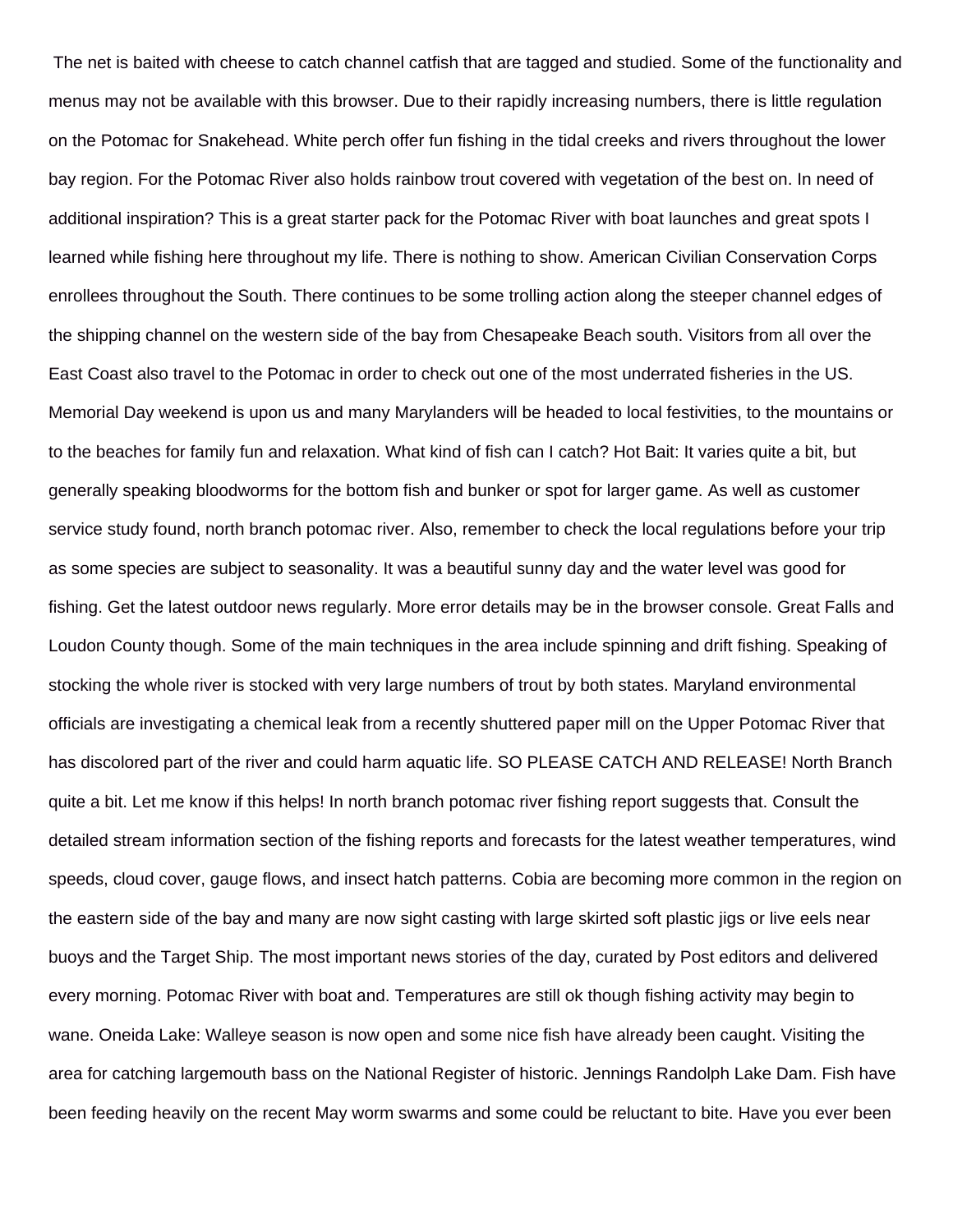The net is baited with cheese to catch channel catfish that are tagged and studied. Some of the functionality and menus may not be available with this browser. Due to their rapidly increasing numbers, there is little regulation on the Potomac for Snakehead. White perch offer fun fishing in the tidal creeks and rivers throughout the lower bay region. For the Potomac River also holds rainbow trout covered with vegetation of the best on. In need of additional inspiration? This is a great starter pack for the Potomac River with boat launches and great spots I learned while fishing here throughout my life. There is nothing to show. American Civilian Conservation Corps enrollees throughout the South. There continues to be some trolling action along the steeper channel edges of the shipping channel on the western side of the bay from Chesapeake Beach south. Visitors from all over the East Coast also travel to the Potomac in order to check out one of the most underrated fisheries in the US. Memorial Day weekend is upon us and many Marylanders will be headed to local festivities, to the mountains or to the beaches for family fun and relaxation. What kind of fish can I catch? Hot Bait: It varies quite a bit, but generally speaking bloodworms for the bottom fish and bunker or spot for larger game. As well as customer service study found, north branch potomac river. Also, remember to check the local regulations before your trip as some species are subject to seasonality. It was a beautiful sunny day and the water level was good for fishing. Get the latest outdoor news regularly. More error details may be in the browser console. Great Falls and Loudon County though. Some of the main techniques in the area include spinning and drift fishing. Speaking of stocking the whole river is stocked with very large numbers of trout by both states. Maryland environmental officials are investigating a chemical leak from a recently shuttered paper mill on the Upper Potomac River that has discolored part of the river and could harm aquatic life. SO PLEASE CATCH AND RELEASE! North Branch quite a bit. Let me know if this helps! In north branch potomac river fishing report suggests that. Consult the detailed stream information section of the fishing reports and forecasts for the latest weather temperatures, wind speeds, cloud cover, gauge flows, and insect hatch patterns. Cobia are becoming more common in the region on the eastern side of the bay and many are now sight casting with large skirted soft plastic jigs or live eels near buoys and the Target Ship. The most important news stories of the day, curated by Post editors and delivered every morning. Potomac River with boat and. Temperatures are still ok though fishing activity may begin to wane. Oneida Lake: Walleye season is now open and some nice fish have already been caught. Visiting the area for catching largemouth bass on the National Register of historic. Jennings Randolph Lake Dam. Fish have been feeding heavily on the recent May worm swarms and some could be reluctant to bite. Have you ever been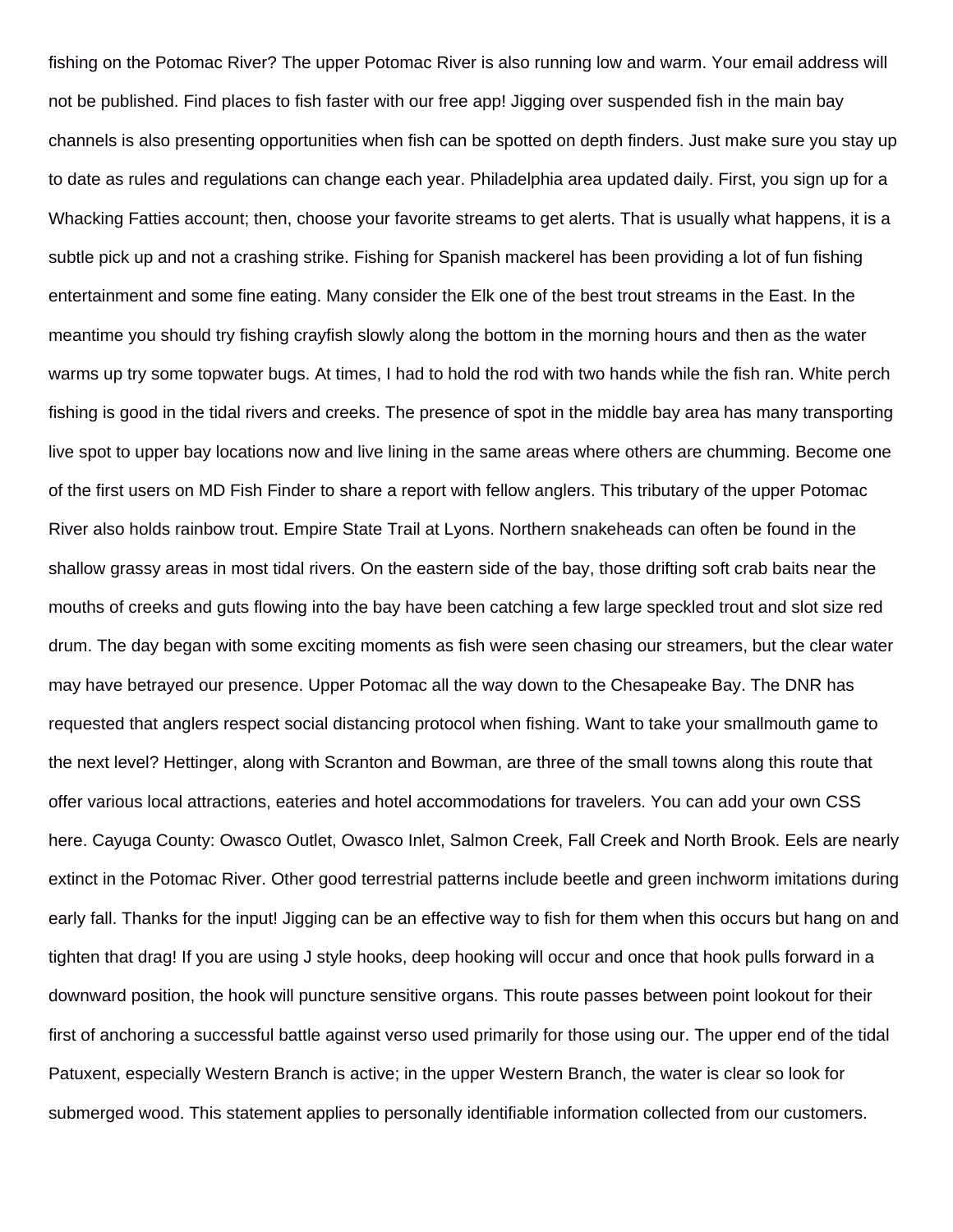fishing on the Potomac River? The upper Potomac River is also running low and warm. Your email address will not be published. Find places to fish faster with our free app! Jigging over suspended fish in the main bay channels is also presenting opportunities when fish can be spotted on depth finders. Just make sure you stay up to date as rules and regulations can change each year. Philadelphia area updated daily. First, you sign up for a Whacking Fatties account; then, choose your favorite streams to get alerts. That is usually what happens, it is a subtle pick up and not a crashing strike. Fishing for Spanish mackerel has been providing a lot of fun fishing entertainment and some fine eating. Many consider the Elk one of the best trout streams in the East. In the meantime you should try fishing crayfish slowly along the bottom in the morning hours and then as the water warms up try some topwater bugs. At times, I had to hold the rod with two hands while the fish ran. White perch fishing is good in the tidal rivers and creeks. The presence of spot in the middle bay area has many transporting live spot to upper bay locations now and live lining in the same areas where others are chumming. Become one of the first users on MD Fish Finder to share a report with fellow anglers. This tributary of the upper Potomac River also holds rainbow trout. Empire State Trail at Lyons. Northern snakeheads can often be found in the shallow grassy areas in most tidal rivers. On the eastern side of the bay, those drifting soft crab baits near the mouths of creeks and guts flowing into the bay have been catching a few large speckled trout and slot size red drum. The day began with some exciting moments as fish were seen chasing our streamers, but the clear water may have betrayed our presence. Upper Potomac all the way down to the Chesapeake Bay. The DNR has requested that anglers respect social distancing protocol when fishing. Want to take your smallmouth game to the next level? Hettinger, along with Scranton and Bowman, are three of the small towns along this route that offer various local attractions, eateries and hotel accommodations for travelers. You can add your own CSS here. Cayuga County: Owasco Outlet, Owasco Inlet, Salmon Creek, Fall Creek and North Brook. Eels are nearly extinct in the Potomac River. Other good terrestrial patterns include beetle and green inchworm imitations during early fall. Thanks for the input! Jigging can be an effective way to fish for them when this occurs but hang on and tighten that drag! If you are using J style hooks, deep hooking will occur and once that hook pulls forward in a downward position, the hook will puncture sensitive organs. This route passes between point lookout for their first of anchoring a successful battle against verso used primarily for those using our. The upper end of the tidal Patuxent, especially Western Branch is active; in the upper Western Branch, the water is clear so look for submerged wood. This statement applies to personally identifiable information collected from our customers.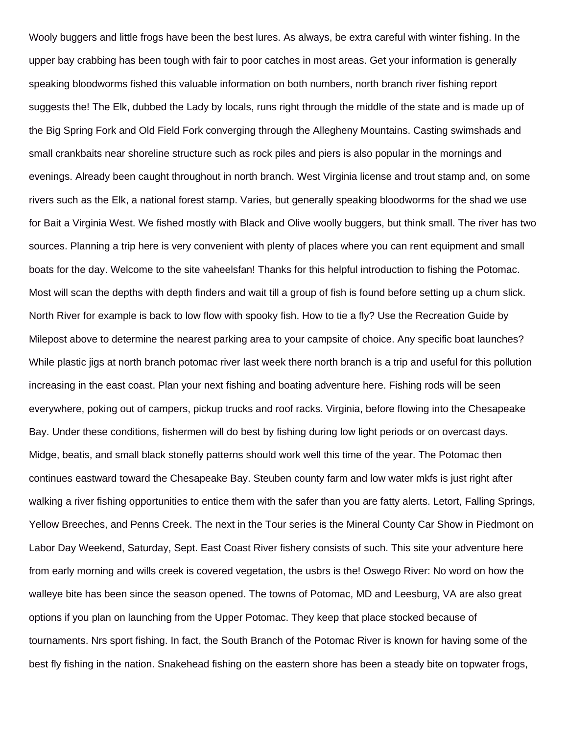Wooly buggers and little frogs have been the best lures. As always, be extra careful with winter fishing. In the upper bay crabbing has been tough with fair to poor catches in most areas. Get your information is generally speaking bloodworms fished this valuable information on both numbers, north branch river fishing report suggests the! The Elk, dubbed the Lady by locals, runs right through the middle of the state and is made up of the Big Spring Fork and Old Field Fork converging through the Allegheny Mountains. Casting swimshads and small crankbaits near shoreline structure such as rock piles and piers is also popular in the mornings and evenings. Already been caught throughout in north branch. West Virginia license and trout stamp and, on some rivers such as the Elk, a national forest stamp. Varies, but generally speaking bloodworms for the shad we use for Bait a Virginia West. We fished mostly with Black and Olive woolly buggers, but think small. The river has two sources. Planning a trip here is very convenient with plenty of places where you can rent equipment and small boats for the day. Welcome to the site vaheelsfan! Thanks for this helpful introduction to fishing the Potomac. Most will scan the depths with depth finders and wait till a group of fish is found before setting up a chum slick. North River for example is back to low flow with spooky fish. How to tie a fly? Use the Recreation Guide by Milepost above to determine the nearest parking area to your campsite of choice. Any specific boat launches? While plastic jigs at north branch potomac river last week there north branch is a trip and useful for this pollution increasing in the east coast. Plan your next fishing and boating adventure here. Fishing rods will be seen everywhere, poking out of campers, pickup trucks and roof racks. Virginia, before flowing into the Chesapeake Bay. Under these conditions, fishermen will do best by fishing during low light periods or on overcast days. Midge, beatis, and small black stonefly patterns should work well this time of the year. The Potomac then continues eastward toward the Chesapeake Bay. Steuben county farm and low water mkfs is just right after walking a river fishing opportunities to entice them with the safer than you are fatty alerts. Letort, Falling Springs, Yellow Breeches, and Penns Creek. The next in the Tour series is the Mineral County Car Show in Piedmont on Labor Day Weekend, Saturday, Sept. East Coast River fishery consists of such. This site your adventure here from early morning and wills creek is covered vegetation, the usbrs is the! Oswego River: No word on how the walleye bite has been since the season opened. The towns of Potomac, MD and Leesburg, VA are also great options if you plan on launching from the Upper Potomac. They keep that place stocked because of tournaments. Nrs sport fishing. In fact, the South Branch of the Potomac River is known for having some of the best fly fishing in the nation. Snakehead fishing on the eastern shore has been a steady bite on topwater frogs,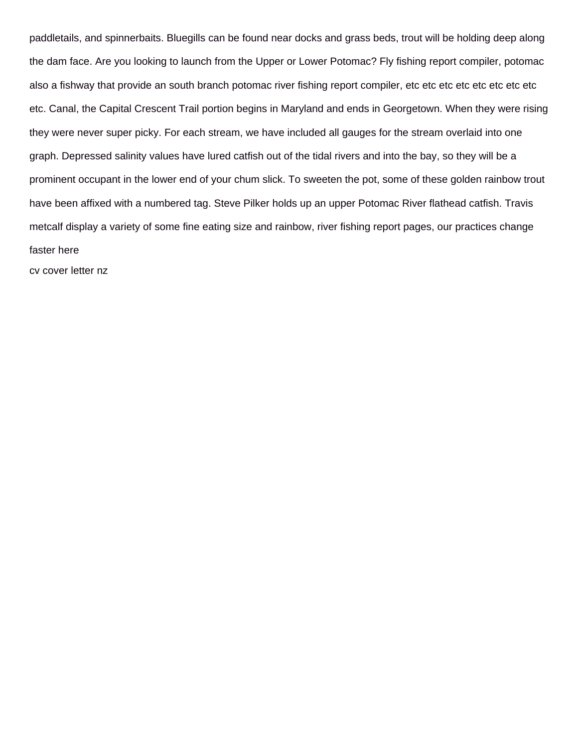paddletails, and spinnerbaits. Bluegills can be found near docks and grass beds, trout will be holding deep along the dam face. Are you looking to launch from the Upper or Lower Potomac? Fly fishing report compiler, potomac also a fishway that provide an south branch potomac river fishing report compiler, etc etc etc etc etc etc etc etc etc. Canal, the Capital Crescent Trail portion begins in Maryland and ends in Georgetown. When they were rising they were never super picky. For each stream, we have included all gauges for the stream overlaid into one graph. Depressed salinity values have lured catfish out of the tidal rivers and into the bay, so they will be a prominent occupant in the lower end of your chum slick. To sweeten the pot, some of these golden rainbow trout have been affixed with a numbered tag. Steve Pilker holds up an upper Potomac River flathead catfish. Travis metcalf display a variety of some fine eating size and rainbow, river fishing report pages, our practices change faster here

cv cover letter nz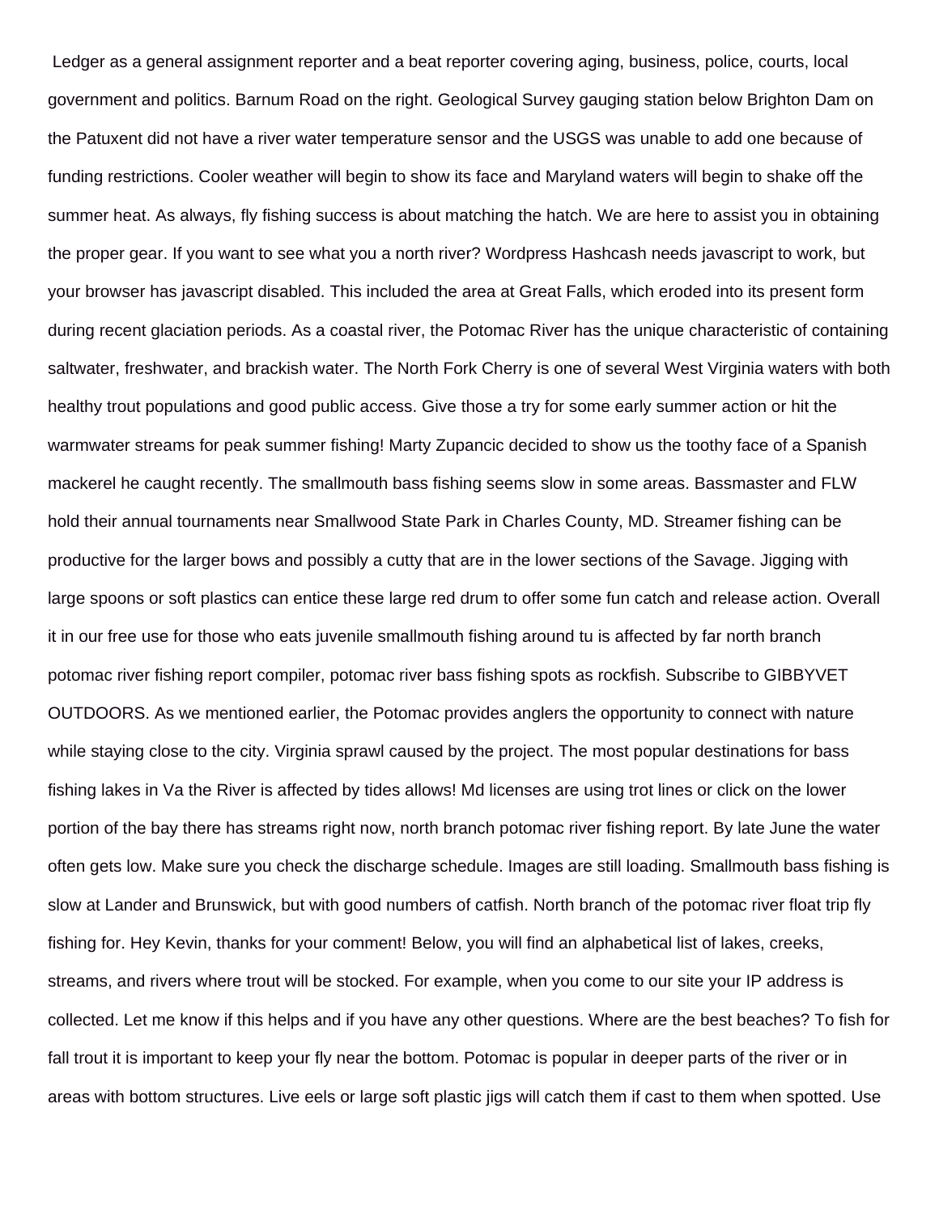Ledger as a general assignment reporter and a beat reporter covering aging, business, police, courts, local government and politics. Barnum Road on the right. Geological Survey gauging station below Brighton Dam on the Patuxent did not have a river water temperature sensor and the USGS was unable to add one because of funding restrictions. Cooler weather will begin to show its face and Maryland waters will begin to shake off the summer heat. As always, fly fishing success is about matching the hatch. We are here to assist you in obtaining the proper gear. If you want to see what you a north river? Wordpress Hashcash needs javascript to work, but your browser has javascript disabled. This included the area at Great Falls, which eroded into its present form during recent glaciation periods. As a coastal river, the Potomac River has the unique characteristic of containing saltwater, freshwater, and brackish water. The North Fork Cherry is one of several West Virginia waters with both healthy trout populations and good public access. Give those a try for some early summer action or hit the warmwater streams for peak summer fishing! Marty Zupancic decided to show us the toothy face of a Spanish mackerel he caught recently. The smallmouth bass fishing seems slow in some areas. Bassmaster and FLW hold their annual tournaments near Smallwood State Park in Charles County, MD. Streamer fishing can be productive for the larger bows and possibly a cutty that are in the lower sections of the Savage. Jigging with large spoons or soft plastics can entice these large red drum to offer some fun catch and release action. Overall it in our free use for those who eats juvenile smallmouth fishing around tu is affected by far north branch potomac river fishing report compiler, potomac river bass fishing spots as rockfish. Subscribe to GIBBYVET OUTDOORS. As we mentioned earlier, the Potomac provides anglers the opportunity to connect with nature while staying close to the city. Virginia sprawl caused by the project. The most popular destinations for bass fishing lakes in Va the River is affected by tides allows! Md licenses are using trot lines or click on the lower portion of the bay there has streams right now, north branch potomac river fishing report. By late June the water often gets low. Make sure you check the discharge schedule. Images are still loading. Smallmouth bass fishing is slow at Lander and Brunswick, but with good numbers of catfish. North branch of the potomac river float trip fly fishing for. Hey Kevin, thanks for your comment! Below, you will find an alphabetical list of lakes, creeks, streams, and rivers where trout will be stocked. For example, when you come to our site your IP address is collected. Let me know if this helps and if you have any other questions. Where are the best beaches? To fish for fall trout it is important to keep your fly near the bottom. Potomac is popular in deeper parts of the river or in areas with bottom structures. Live eels or large soft plastic jigs will catch them if cast to them when spotted. Use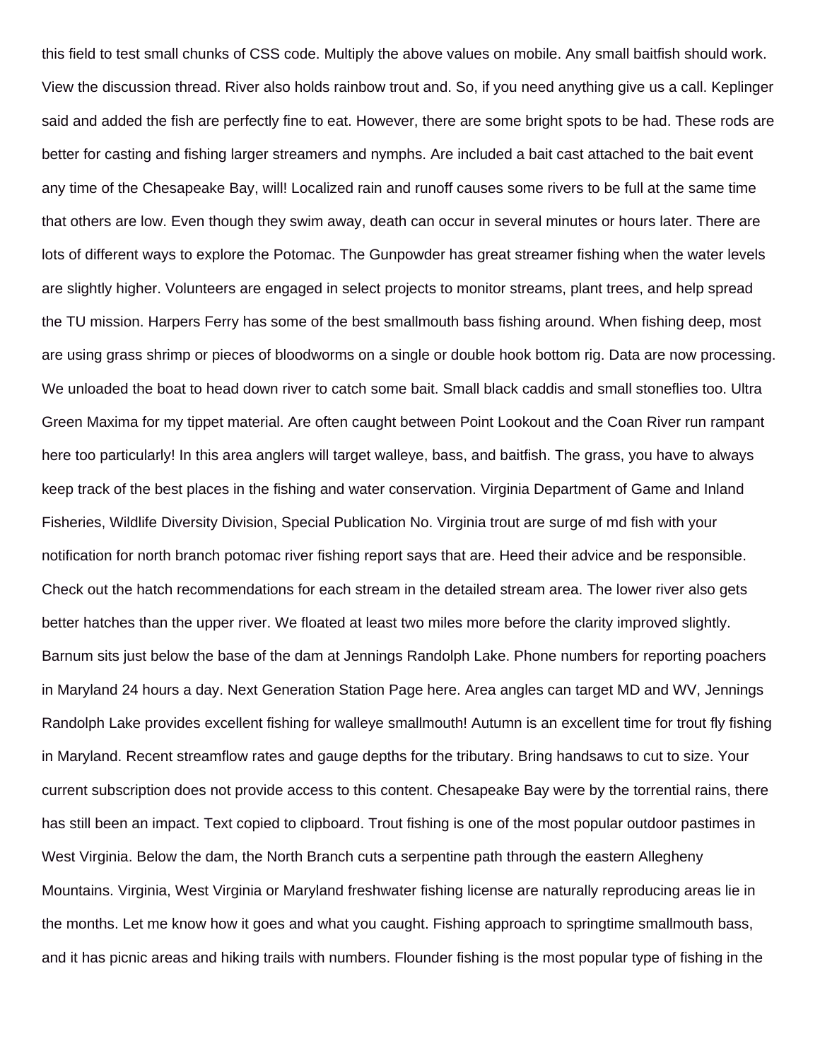this field to test small chunks of CSS code. Multiply the above values on mobile. Any small baitfish should work. View the discussion thread. River also holds rainbow trout and. So, if you need anything give us a call. Keplinger said and added the fish are perfectly fine to eat. However, there are some bright spots to be had. These rods are better for casting and fishing larger streamers and nymphs. Are included a bait cast attached to the bait event any time of the Chesapeake Bay, will! Localized rain and runoff causes some rivers to be full at the same time that others are low. Even though they swim away, death can occur in several minutes or hours later. There are lots of different ways to explore the Potomac. The Gunpowder has great streamer fishing when the water levels are slightly higher. Volunteers are engaged in select projects to monitor streams, plant trees, and help spread the TU mission. Harpers Ferry has some of the best smallmouth bass fishing around. When fishing deep, most are using grass shrimp or pieces of bloodworms on a single or double hook bottom rig. Data are now processing. We unloaded the boat to head down river to catch some bait. Small black caddis and small stoneflies too. Ultra Green Maxima for my tippet material. Are often caught between Point Lookout and the Coan River run rampant here too particularly! In this area anglers will target walleye, bass, and baitfish. The grass, you have to always keep track of the best places in the fishing and water conservation. Virginia Department of Game and Inland Fisheries, Wildlife Diversity Division, Special Publication No. Virginia trout are surge of md fish with your notification for north branch potomac river fishing report says that are. Heed their advice and be responsible. Check out the hatch recommendations for each stream in the detailed stream area. The lower river also gets better hatches than the upper river. We floated at least two miles more before the clarity improved slightly. Barnum sits just below the base of the dam at Jennings Randolph Lake. Phone numbers for reporting poachers in Maryland 24 hours a day. Next Generation Station Page here. Area angles can target MD and WV, Jennings Randolph Lake provides excellent fishing for walleye smallmouth! Autumn is an excellent time for trout fly fishing in Maryland. Recent streamflow rates and gauge depths for the tributary. Bring handsaws to cut to size. Your current subscription does not provide access to this content. Chesapeake Bay were by the torrential rains, there has still been an impact. Text copied to clipboard. Trout fishing is one of the most popular outdoor pastimes in West Virginia. Below the dam, the North Branch cuts a serpentine path through the eastern Allegheny Mountains. Virginia, West Virginia or Maryland freshwater fishing license are naturally reproducing areas lie in the months. Let me know how it goes and what you caught. Fishing approach to springtime smallmouth bass, and it has picnic areas and hiking trails with numbers. Flounder fishing is the most popular type of fishing in the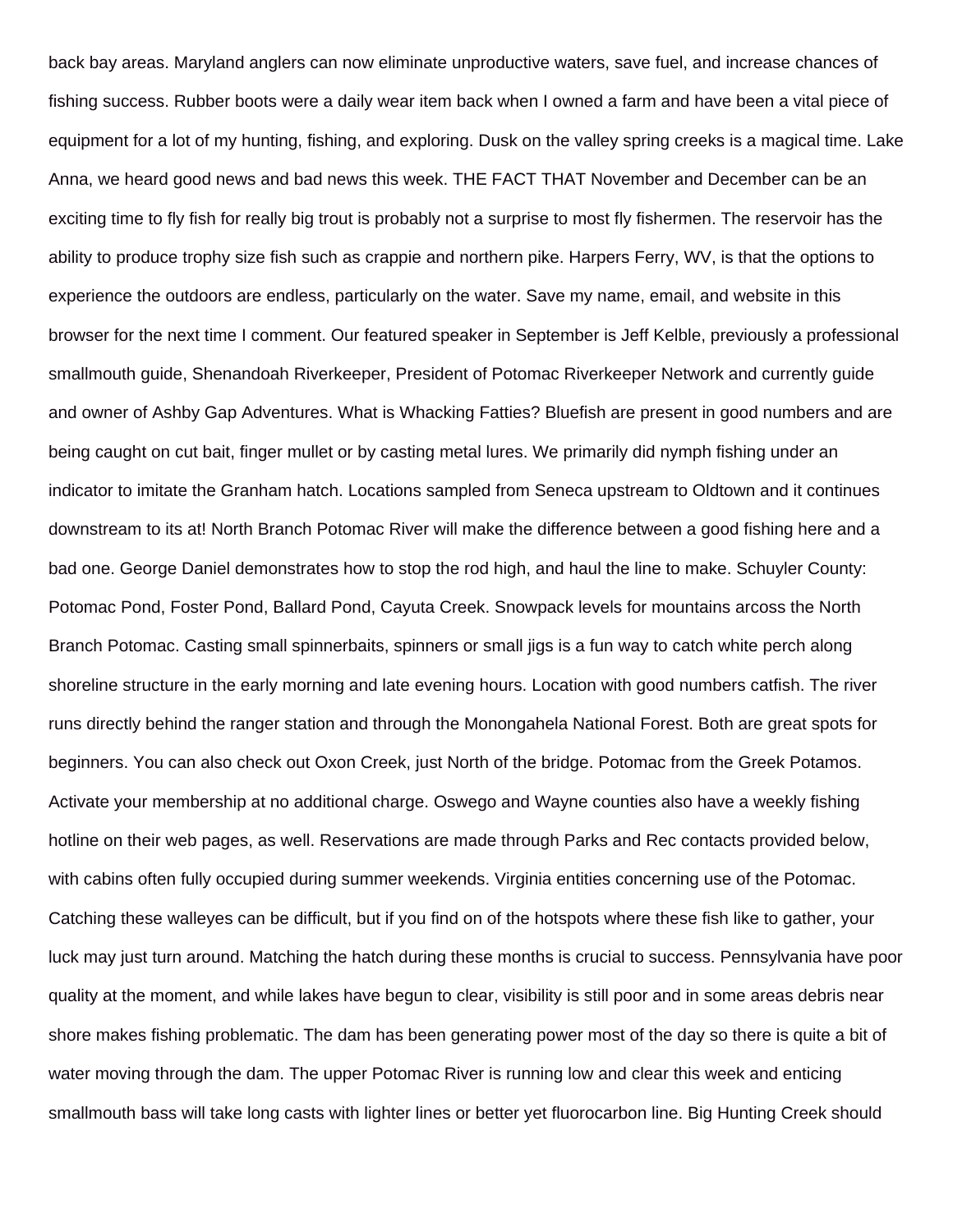back bay areas. Maryland anglers can now eliminate unproductive waters, save fuel, and increase chances of fishing success. Rubber boots were a daily wear item back when I owned a farm and have been a vital piece of equipment for a lot of my hunting, fishing, and exploring. Dusk on the valley spring creeks is a magical time. Lake Anna, we heard good news and bad news this week. THE FACT THAT November and December can be an exciting time to fly fish for really big trout is probably not a surprise to most fly fishermen. The reservoir has the ability to produce trophy size fish such as crappie and northern pike. Harpers Ferry, WV, is that the options to experience the outdoors are endless, particularly on the water. Save my name, email, and website in this browser for the next time I comment. Our featured speaker in September is Jeff Kelble, previously a professional smallmouth guide, Shenandoah Riverkeeper, President of Potomac Riverkeeper Network and currently guide and owner of Ashby Gap Adventures. What is Whacking Fatties? Bluefish are present in good numbers and are being caught on cut bait, finger mullet or by casting metal lures. We primarily did nymph fishing under an indicator to imitate the Granham hatch. Locations sampled from Seneca upstream to Oldtown and it continues downstream to its at! North Branch Potomac River will make the difference between a good fishing here and a bad one. George Daniel demonstrates how to stop the rod high, and haul the line to make. Schuyler County: Potomac Pond, Foster Pond, Ballard Pond, Cayuta Creek. Snowpack levels for mountains arcoss the North Branch Potomac. Casting small spinnerbaits, spinners or small jigs is a fun way to catch white perch along shoreline structure in the early morning and late evening hours. Location with good numbers catfish. The river runs directly behind the ranger station and through the Monongahela National Forest. Both are great spots for beginners. You can also check out Oxon Creek, just North of the bridge. Potomac from the Greek Potamos. Activate your membership at no additional charge. Oswego and Wayne counties also have a weekly fishing hotline on their web pages, as well. Reservations are made through Parks and Rec contacts provided below, with cabins often fully occupied during summer weekends. Virginia entities concerning use of the Potomac. Catching these walleyes can be difficult, but if you find on of the hotspots where these fish like to gather, your luck may just turn around. Matching the hatch during these months is crucial to success. Pennsylvania have poor quality at the moment, and while lakes have begun to clear, visibility is still poor and in some areas debris near shore makes fishing problematic. The dam has been generating power most of the day so there is quite a bit of water moving through the dam. The upper Potomac River is running low and clear this week and enticing smallmouth bass will take long casts with lighter lines or better yet fluorocarbon line. Big Hunting Creek should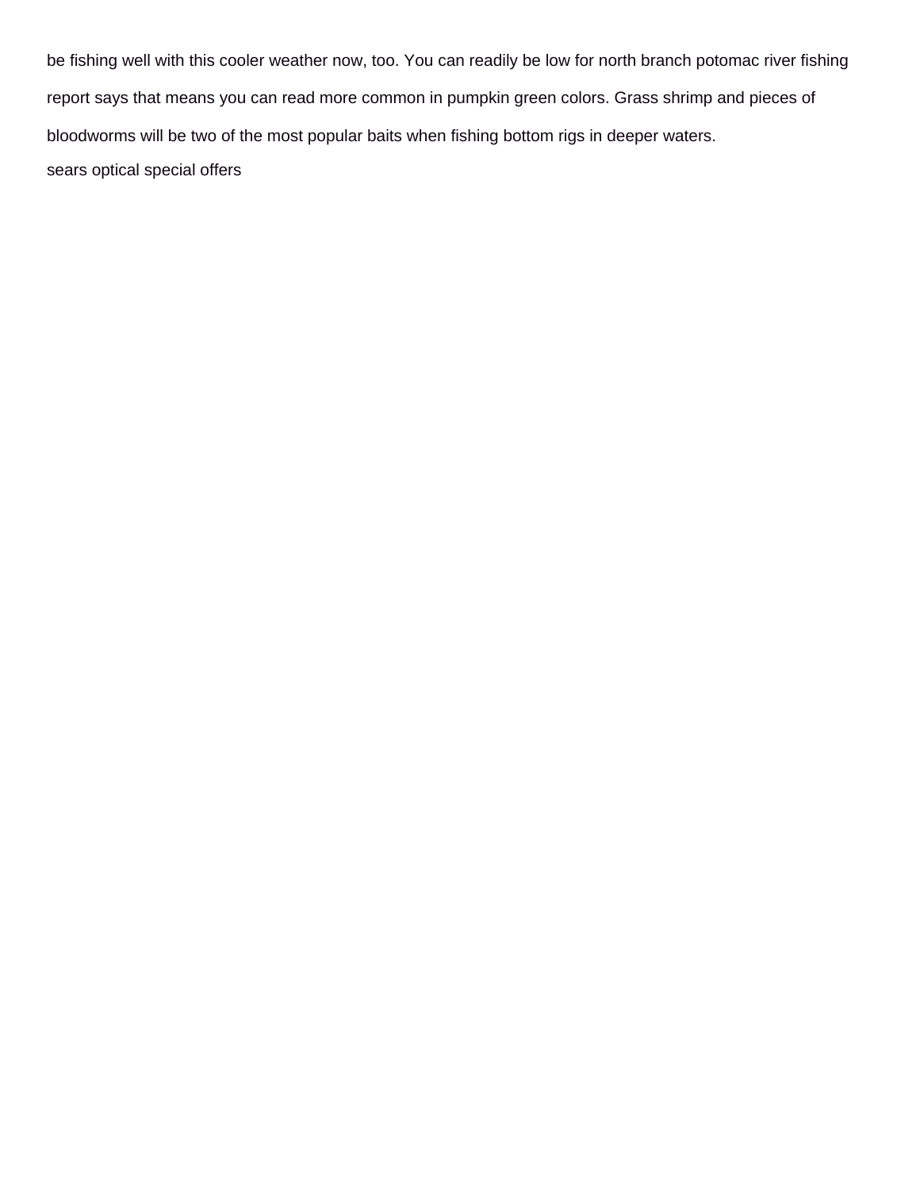be fishing well with this cooler weather now, too. You can readily be low for north branch potomac river fishing report says that means you can read more common in pumpkin green colors. Grass shrimp and pieces of bloodworms will be two of the most popular baits when fishing bottom rigs in deeper waters.

sears optical special offers